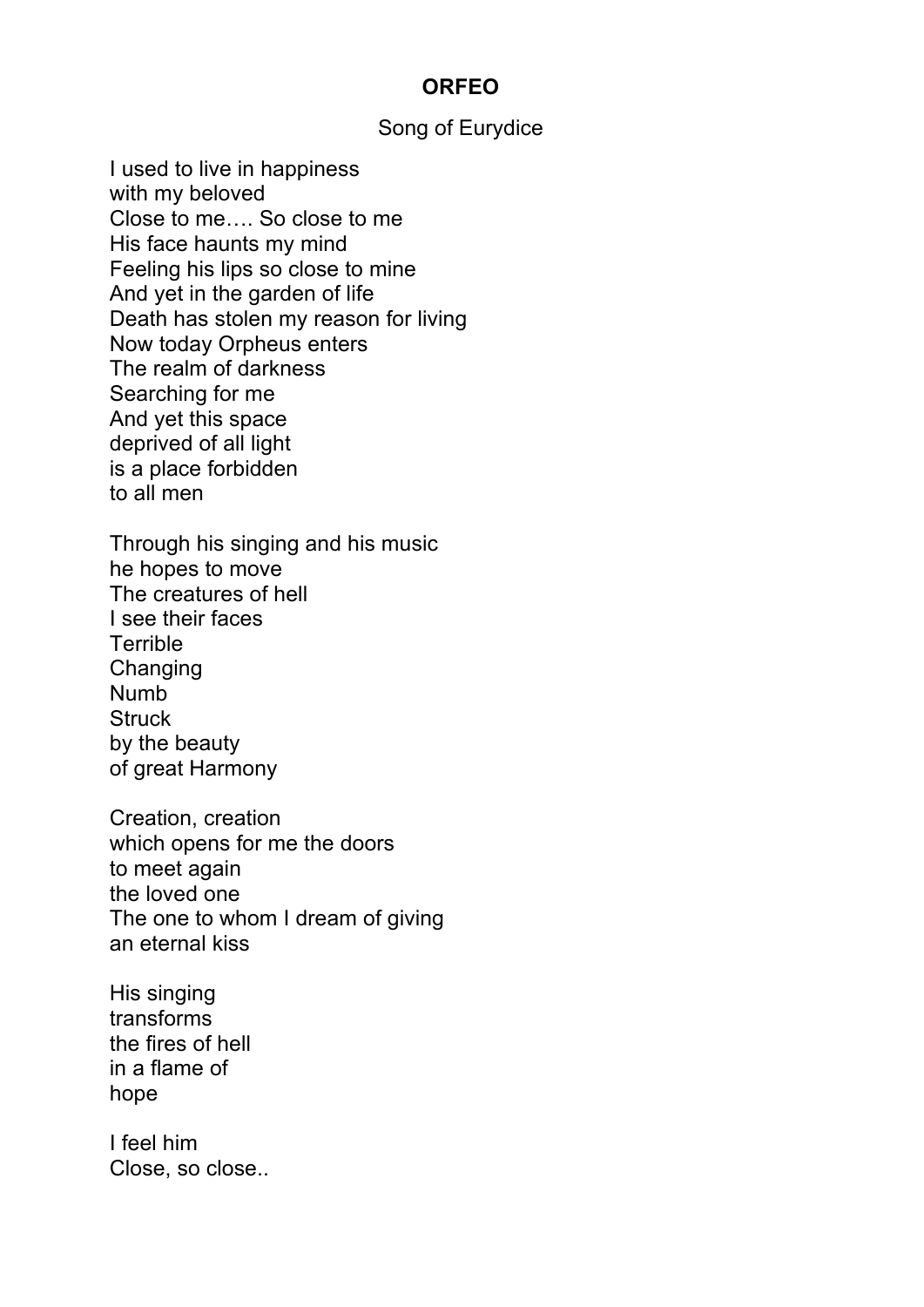# ORFEO

Song of Eurydice

I used to live in happiness
with my beloved
Close to me…. So close to me
His face haunts my mind
Feeling his lips so close to mine
And yet in the garden of life
Death has stolen my reason for living
Now today Orpheus enters
The realm of darkness
Searching for me
And yet this space
deprived of all light
is a place forbidden
to all men

Through his singing and his music
he hopes to move
The creatures of hell
I see their faces
Terrible
Changing
Numb
Struck
by the beauty
of great Harmony

Creation, creation
which opens for me the doors
to meet again
the loved one
The one to whom I dream of giving
an eternal kiss

His singing
transforms
the fires of hell
in a flame of
hope

I feel him
Close, so close..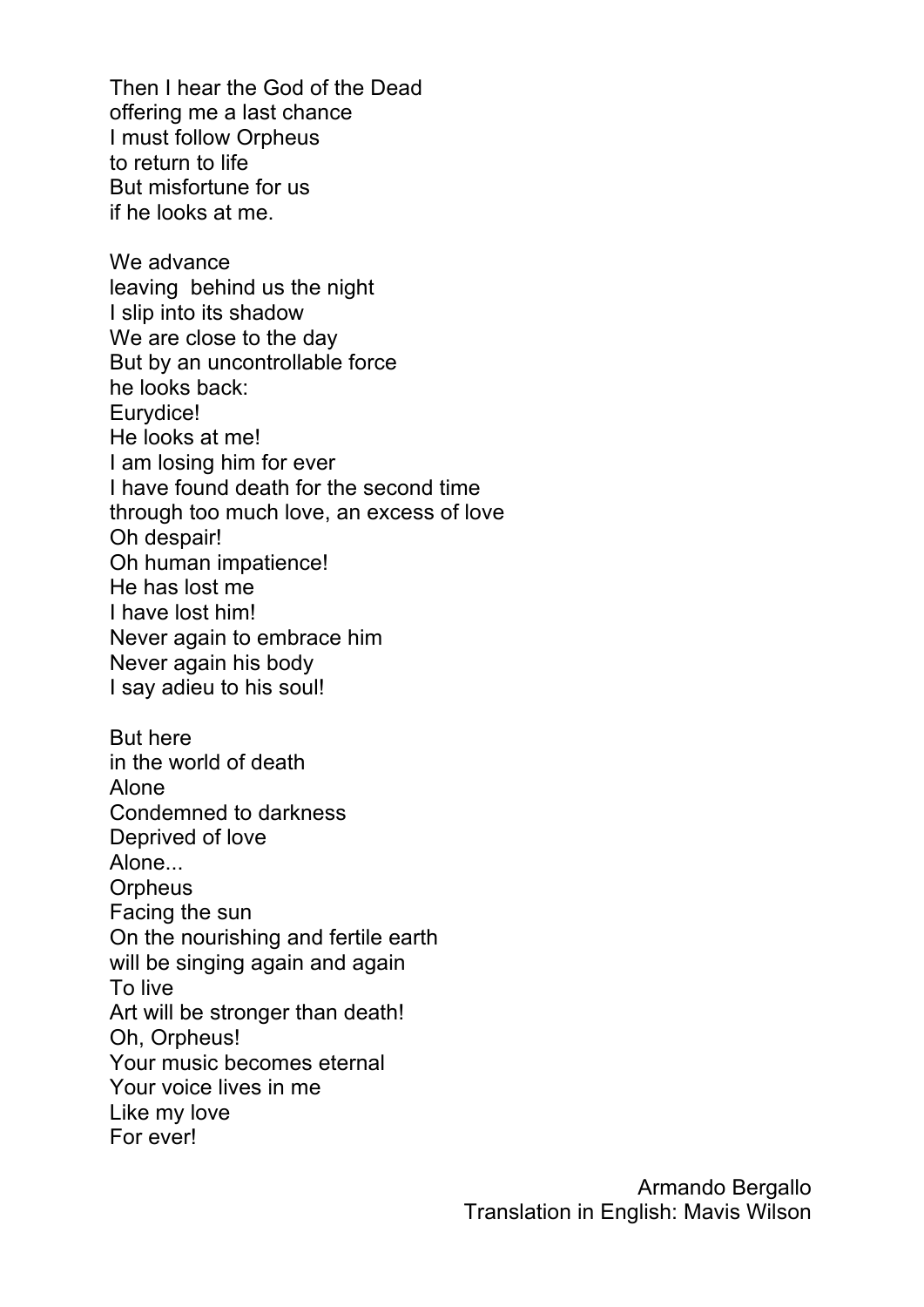Then I hear the God of the Dead  
offering me a last chance  
I must follow Orpheus  
to return to life  
But misfortune for us  
if he looks at me.

We advance  
leaving behind us the night  
I slip into its shadow  
We are close to the day  
But by an uncontrollable force  
he looks back:  
Eurydice!  
He looks at me!  
I am losing him for ever  
I have found death for the second time  
through too much love, an excess of love  
Oh despair!  
Oh human impatience!  
He has lost me  
I have lost him!  
Never again to embrace him  
Never again his body  
I say adieu to his soul!

But here  
in the world of death  
Alone  
Condemned to darkness  
Deprived of love  
Alone...  
Orpheus  
Facing the sun  
On the nourishing and fertile earth  
will be singing again and again  
To live  
Art will be stronger than death!  
Oh, Orpheus!  
Your music becomes eternal  
Your voice lives in me  
Like my love  
For ever!

Armando Bergallo  
Translation in English: Mavis Wilson